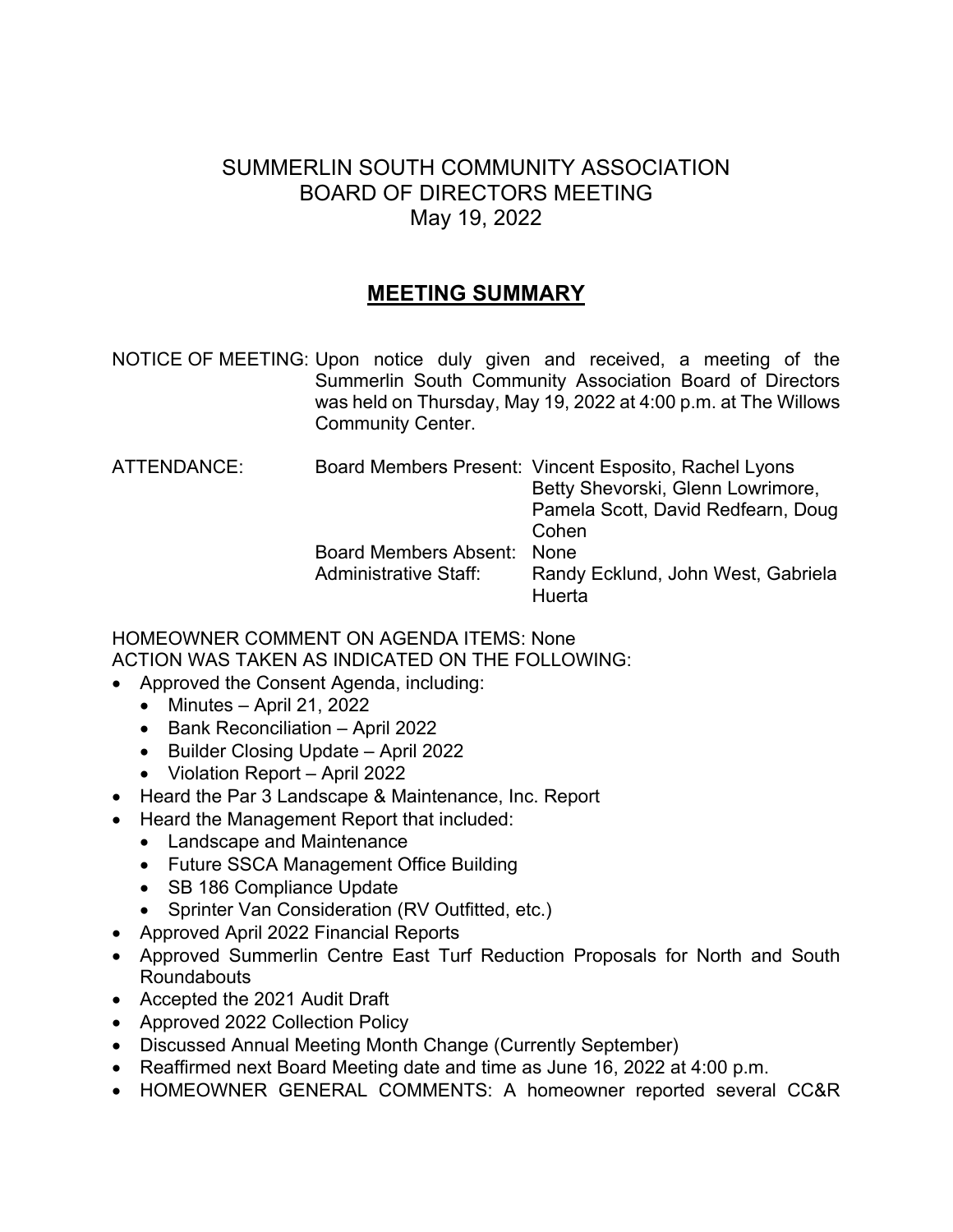# SUMMERLIN SOUTH COMMUNITY ASSOCIATION
# BOARD OF DIRECTORS MEETING
# May 19, 2022

## MEETING SUMMARY

NOTICE OF MEETING: Upon notice duly given and received, a meeting of the Summerlin South Community Association Board of Directors was held on Thursday, May 19, 2022 at 4:00 p.m. at The Willows Community Center.

ATTENDANCE:

| | |
|---|---|
| Board Members Present: | Vincent Esposito, Rachel Lyons Betty Shevorski, Glenn Lowrimore, Pamela Scott, David Redfearn, Doug Cohen |
| Board Members Absent: | None |
| Administrative Staff: | Randy Ecklund, John West, Gabriela Huerta |

HOMEOWNER COMMENT ON AGENDA ITEMS: None

ACTION WAS TAKEN AS INDICATED ON THE FOLLOWING:

- Approved the Consent Agenda, including:
  - Minutes – April 21, 2022
  - Bank Reconciliation – April 2022
  - Builder Closing Update – April 2022
  - Violation Report – April 2022
- Heard the Par 3 Landscape & Maintenance, Inc. Report
- Heard the Management Report that included:
  - Landscape and Maintenance
  - Future SSCA Management Office Building
  - SB 186 Compliance Update
  - Sprinter Van Consideration (RV Outfitted, etc.)
- Approved April 2022 Financial Reports
- Approved Summerlin Centre East Turf Reduction Proposals for North and South Roundabouts
- Accepted the 2021 Audit Draft
- Approved 2022 Collection Policy
- Discussed Annual Meeting Month Change (Currently September)
- Reaffirmed next Board Meeting date and time as June 16, 2022 at 4:00 p.m.
- HOMEOWNER GENERAL COMMENTS: A homeowner reported several CC&R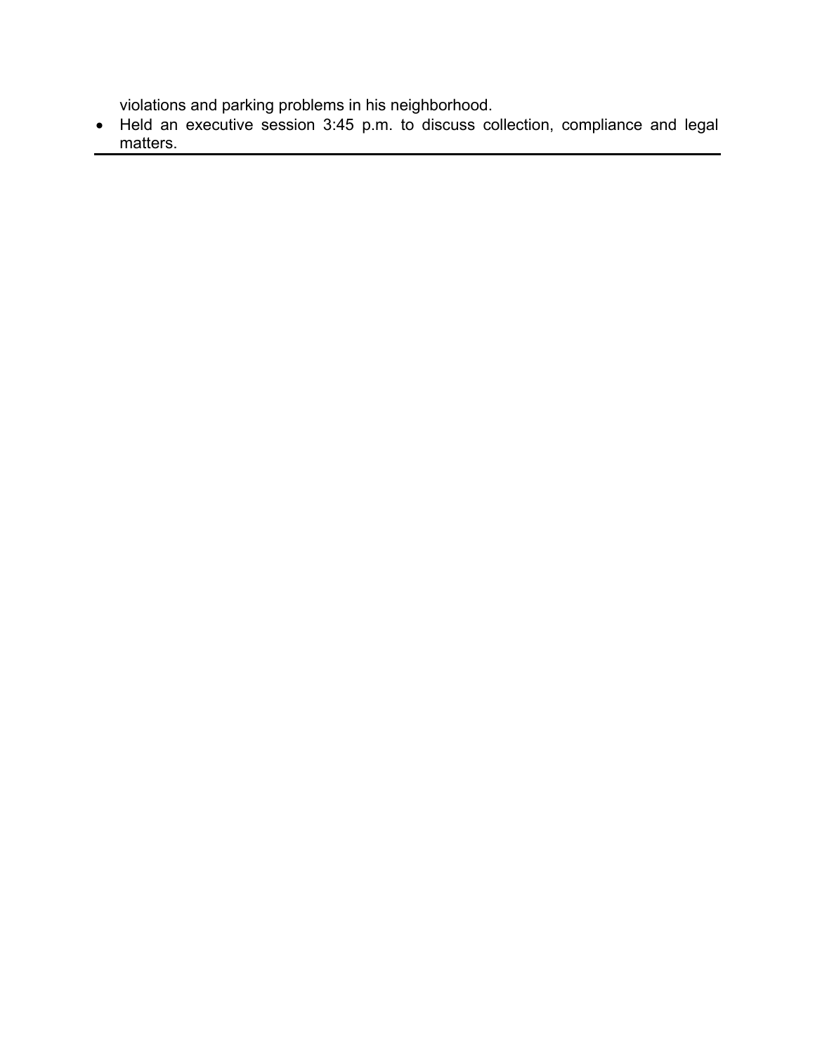violations and parking problems in his neighborhood.

- Held an executive session 3:45 p.m. to discuss collection, compliance and legal matters.

---